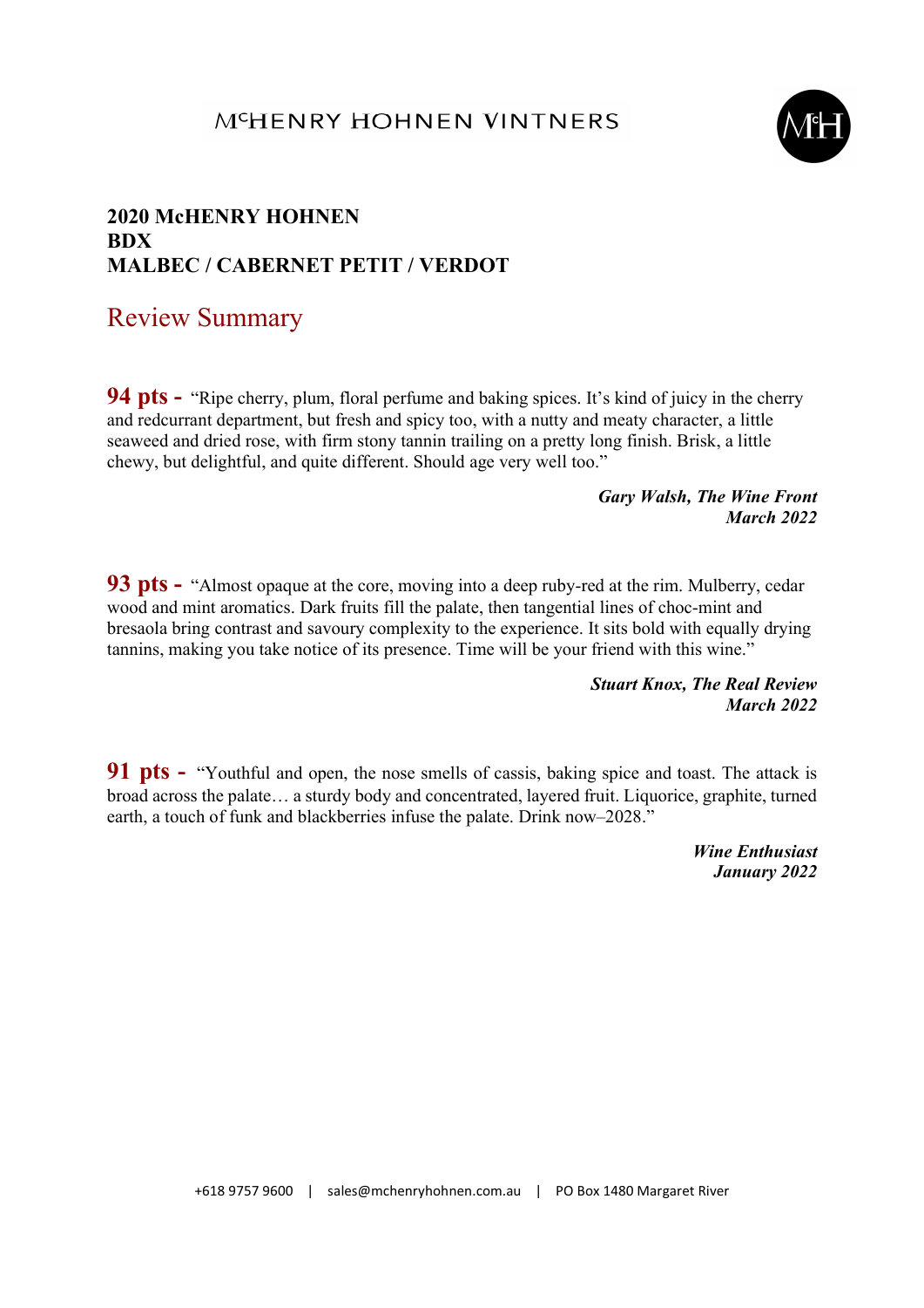# McHENRY HOHNEN VINTNERS

## 2020 McHENRY HOHNEN
## BDX
## MALBEC / CABERNET PETIT / VERDOT

## Review Summary

**94 pts -** "Ripe cherry, plum, floral perfume and baking spices. It's kind of juicy in the cherry and redcurrant department, but fresh and spicy too, with a nutty and meaty character, a little seaweed and dried rose, with firm stony tannin trailing on a pretty long finish. Brisk, a little chewy, but delightful, and quite different. Should age very well too."

***Gary Walsh, The Wine Front***
***March 2022***

**93 pts -** "Almost opaque at the core, moving into a deep ruby-red at the rim. Mulberry, cedar wood and mint aromatics. Dark fruits fill the palate, then tangential lines of choc-mint and bresaola bring contrast and savoury complexity to the experience. It sits bold with equally drying tannins, making you take notice of its presence. Time will be your friend with this wine."

***Stuart Knox, The Real Review***
***March 2022***

**91 pts -** "Youthful and open, the nose smells of cassis, baking spice and toast. The attack is broad across the palate… a sturdy body and concentrated, layered fruit. Liquorice, graphite, turned earth, a touch of funk and blackberries infuse the palate. Drink now–2028."

***Wine Enthusiast***
***January 2022***

+618 9757 9600 | sales@mchenryhohnen.com.au | PO Box 1480 Margaret River